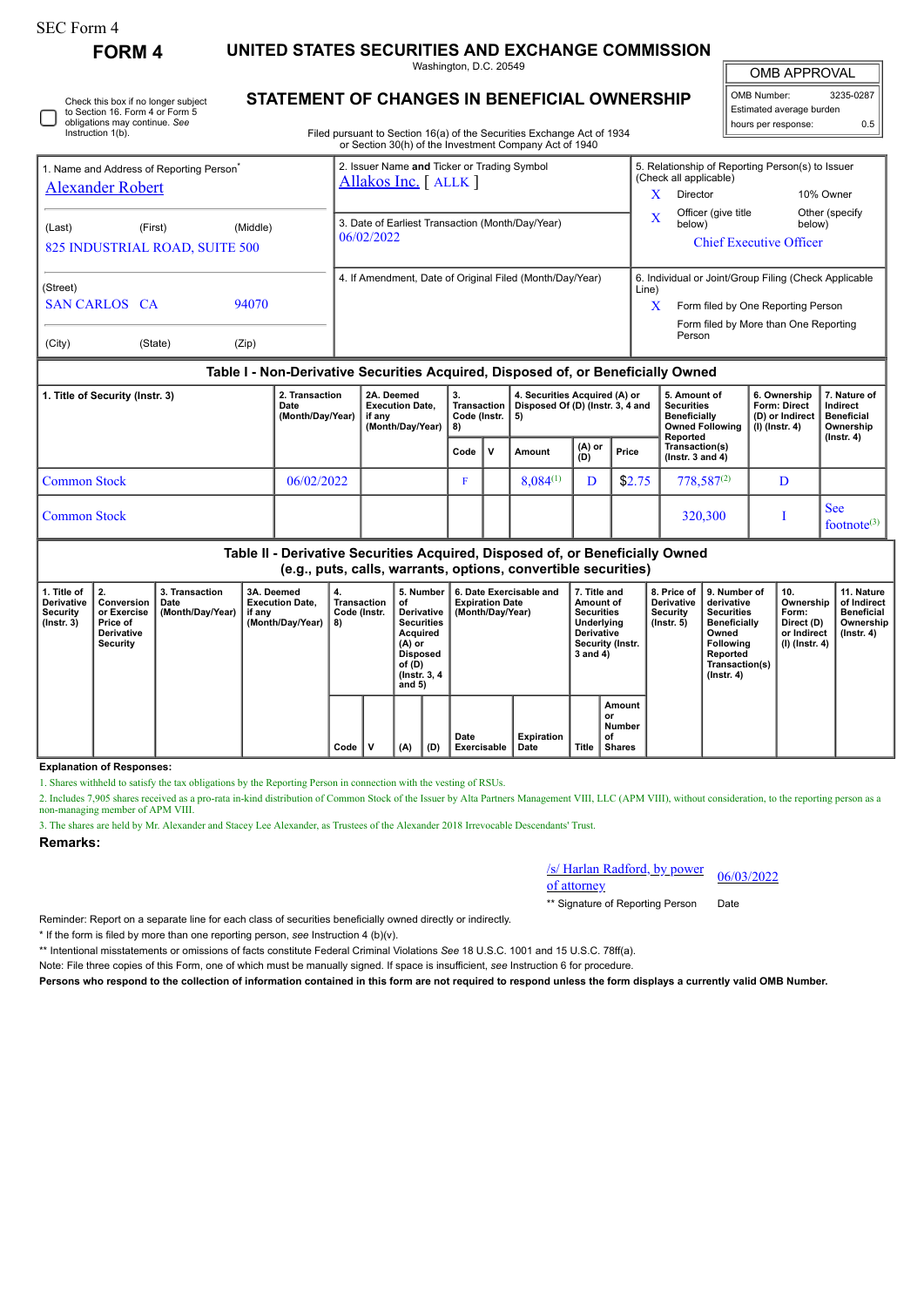SEC Form 4

**FORM 4**

# UNITED STATES SECURITIES AND EXCHANGE COMMISSION

Washington, D.C. 20549

## STATEMENT OF CHANGES IN BENEFICIAL OWNERSHIP

Filed pursuant to Section 16(a) of the Securities Exchange Act of 1934 or Section 30(h) of the Investment Company Act of 1940

| OMB APPROVAL | |
|---|---|
| OMB Number: | 3235-0287 |
| Estimated average burden | |
| hours per response: | 0.5 |

☐ Check this box if no longer subject to Section 16. Form 4 or Form 5 obligations may continue. *See* Instruction 1(b).

1. Name and Address of Reporting Person*
Alexander Robert

(Last) (First) (Middle)
825 INDUSTRIAL ROAD, SUITE 500

(Street)
SAN CARLOS CA 94070

(City) (State) (Zip)

2. Issuer Name **and** Ticker or Trading Symbol
Allakos Inc. [ ALLK ]

3. Date of Earliest Transaction (Month/Day/Year)
06/02/2022

4. If Amendment, Date of Original Filed (Month/Day/Year)

5. Relationship of Reporting Person(s) to Issuer (Check all applicable)
X Director
10% Owner
X Officer (give title below)
Other (specify below)
Chief Executive Officer

6. Individual or Joint/Group Filing (Check Applicable Line)
X Form filed by One Reporting Person
Form filed by More than One Reporting Person

### Table I - Non-Derivative Securities Acquired, Disposed of, or Beneficially Owned

| 1. Title of Security (Instr. 3) | 2. Transaction Date (Month/Day/Year) | 2A. Deemed Execution Date, if any (Month/Day/Year) | 3. Transaction Code (Instr. 8) | | 4. Securities Acquired (A) or Disposed Of (D) (Instr. 3, 4 and 5) | | | 5. Amount of Securities Beneficially Owned Following Reported Transaction(s) (Instr. 3 and 4) | 6. Ownership Form: Direct (D) or Indirect (I) (Instr. 4) | 7. Nature of Indirect Beneficial Ownership (Instr. 4) |
|---|---|---|---|---|---|---|---|---|---|---|
| | | | Code | V | Amount | (A) or (D) | Price | | | |
| Common Stock | 06/02/2022 | | F | | 8,084[(1)] | D | $2.75 | 778,587[(2)] | D | |
| Common Stock | | | | | | | | 320,300 | I | See footnote[(3)] |

### Table II - Derivative Securities Acquired, Disposed of, or Beneficially Owned (e.g., puts, calls, warrants, options, convertible securities)

| 1. Title of Derivative Security (Instr. 3) | 2. Conversion or Exercise Price of Derivative Security | 3. Transaction Date (Month/Day/Year) | 3A. Deemed Execution Date, if any (Month/Day/Year) | 4. Transaction Code (Instr. 8) | | 5. Number of Derivative Securities Acquired (A) or Disposed of (D) (Instr. 3, 4 and 5) | | 6. Date Exercisable and Expiration Date (Month/Day/Year) | | 7. Title and Amount of Securities Underlying Derivative Security (Instr. 3 and 4) | | 8. Price of Derivative Security (Instr. 5) | 9. Number of derivative Securities Beneficially Owned Following Reported Transaction(s) (Instr. 4) | 10. Ownership Form: Direct (D) or Indirect (I) (Instr. 4) | 11. Nature of Indirect Beneficial Ownership (Instr. 4) |
|---|---|---|---|---|---|---|---|---|---|---|---|---|---|---|---|
| | | | | Code | V | (A) | (D) | Date Exercisable | Expiration Date | Title | Amount or Number of Shares | | | | |

**Explanation of Responses:**

1. Shares withheld to satisfy the tax obligations by the Reporting Person in connection with the vesting of RSUs.

2. Includes 7,905 shares received as a pro-rata in-kind distribution of Common Stock of the Issuer by Alta Partners Management VIII, LLC (APM VIII), without consideration, to the reporting person as a non-managing member of APM VIII.

3. The shares are held by Mr. Alexander and Stacey Lee Alexander, as Trustees of the Alexander 2018 Irrevocable Descendants' Trust.

**Remarks:**

/s/ Harlan Radford, by power of attorney 06/03/2022

** Signature of Reporting Person Date

Reminder: Report on a separate line for each class of securities beneficially owned directly or indirectly.

\* If the form is filed by more than one reporting person, *see* Instruction 4 (b)(v).

** Intentional misstatements or omissions of facts constitute Federal Criminal Violations *See* 18 U.S.C. 1001 and 15 U.S.C. 78ff(a).

Note: File three copies of this Form, one of which must be manually signed. If space is insufficient, *see* Instruction 6 for procedure.

**Persons who respond to the collection of information contained in this form are not required to respond unless the form displays a currently valid OMB Number.**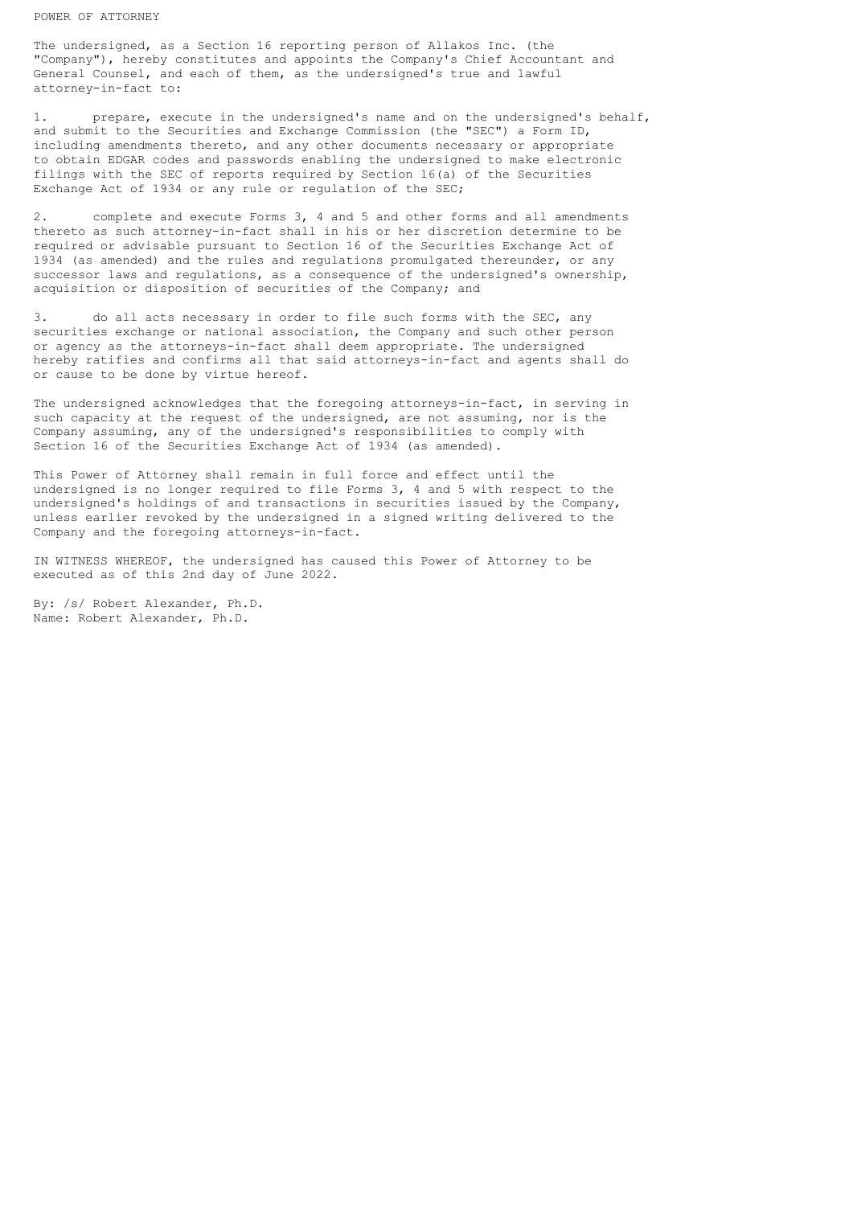# POWER OF ATTORNEY

The undersigned, as a Section 16 reporting person of Allakos Inc. (the "Company"), hereby constitutes and appoints the Company's Chief Accountant and General Counsel, and each of them, as the undersigned's true and lawful attorney-in-fact to:

1. prepare, execute in the undersigned's name and on the undersigned's behalf, and submit to the Securities and Exchange Commission (the "SEC") a Form ID, including amendments thereto, and any other documents necessary or appropriate to obtain EDGAR codes and passwords enabling the undersigned to make electronic filings with the SEC of reports required by Section 16(a) of the Securities Exchange Act of 1934 or any rule or regulation of the SEC;

2. complete and execute Forms 3, 4 and 5 and other forms and all amendments thereto as such attorney-in-fact shall in his or her discretion determine to be required or advisable pursuant to Section 16 of the Securities Exchange Act of 1934 (as amended) and the rules and regulations promulgated thereunder, or any successor laws and regulations, as a consequence of the undersigned's ownership, acquisition or disposition of securities of the Company; and

3. do all acts necessary in order to file such forms with the SEC, any securities exchange or national association, the Company and such other person or agency as the attorneys-in-fact shall deem appropriate. The undersigned hereby ratifies and confirms all that said attorneys-in-fact and agents shall do or cause to be done by virtue hereof.

The undersigned acknowledges that the foregoing attorneys-in-fact, in serving in such capacity at the request of the undersigned, are not assuming, nor is the Company assuming, any of the undersigned's responsibilities to comply with Section 16 of the Securities Exchange Act of 1934 (as amended).

This Power of Attorney shall remain in full force and effect until the undersigned is no longer required to file Forms 3, 4 and 5 with respect to the undersigned's holdings of and transactions in securities issued by the Company, unless earlier revoked by the undersigned in a signed writing delivered to the Company and the foregoing attorneys-in-fact.

IN WITNESS WHEREOF, the undersigned has caused this Power of Attorney to be executed as of this 2nd day of June 2022.

By: /s/ Robert Alexander, Ph.D.
Name: Robert Alexander, Ph.D.